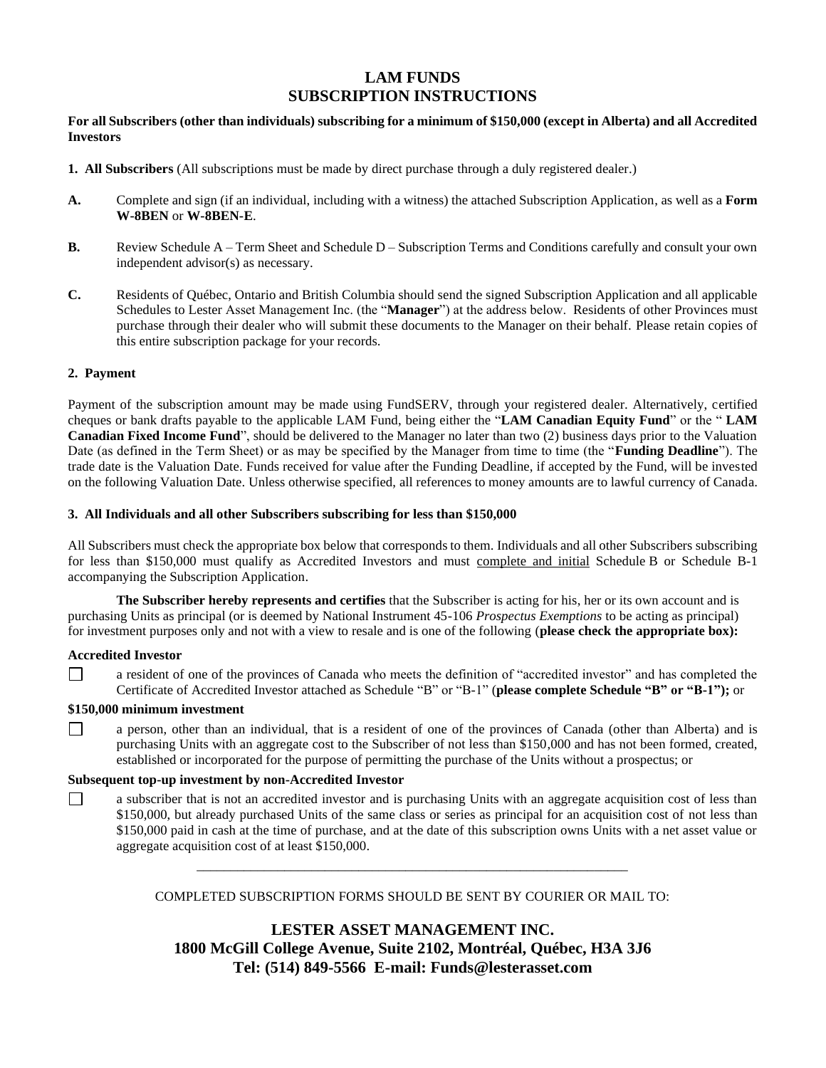# LAM FUNDS
# SUBSCRIPTION INSTRUCTIONS

**For all Subscribers (other than individuals) subscribing for a minimum of $150,000 (except in Alberta) and all Accredited Investors**

**1. All Subscribers** (All subscriptions must be made by direct purchase through a duly registered dealer.)

**A.** Complete and sign (if an individual, including with a witness) the attached Subscription Application, as well as a **Form W-8BEN** or **W-8BEN-E**.

**B.** Review Schedule A – Term Sheet and Schedule D – Subscription Terms and Conditions carefully and consult your own independent advisor(s) as necessary.

**C.** Residents of Québec, Ontario and British Columbia should send the signed Subscription Application and all applicable Schedules to Lester Asset Management Inc. (the "**Manager**") at the address below. Residents of other Provinces must purchase through their dealer who will submit these documents to the Manager on their behalf. Please retain copies of this entire subscription package for your records.

**2. Payment**

Payment of the subscription amount may be made using FundSERV, through your registered dealer. Alternatively, certified cheques or bank drafts payable to the applicable LAM Fund, being either the "**LAM Canadian Equity Fund**" or the " **LAM Canadian Fixed Income Fund**", should be delivered to the Manager no later than two (2) business days prior to the Valuation Date (as defined in the Term Sheet) or as may be specified by the Manager from time to time (the "**Funding Deadline**"). The trade date is the Valuation Date. Funds received for value after the Funding Deadline, if accepted by the Fund, will be invested on the following Valuation Date. Unless otherwise specified, all references to money amounts are to lawful currency of Canada.

**3. All Individuals and all other Subscribers subscribing for less than $150,000**

All Subscribers must check the appropriate box below that corresponds to them. Individuals and all other Subscribers subscribing for less than $150,000 must qualify as Accredited Investors and must complete and initial Schedule B or Schedule B-1 accompanying the Subscription Application.

**The Subscriber hereby represents and certifies** that the Subscriber is acting for his, her or its own account and is purchasing Units as principal (or is deemed by National Instrument 45-106 *Prospectus Exemptions* to be acting as principal) for investment purposes only and not with a view to resale and is one of the following (**please check the appropriate box):**

**Accredited Investor**

☐ a resident of one of the provinces of Canada who meets the definition of "accredited investor" and has completed the Certificate of Accredited Investor attached as Schedule "B" or "B-1" (**please complete Schedule "B" or "B-1");** or

**$150,000 minimum investment**

☐ a person, other than an individual, that is a resident of one of the provinces of Canada (other than Alberta) and is purchasing Units with an aggregate cost to the Subscriber of not less than $150,000 and has not been formed, created, established or incorporated for the purpose of permitting the purchase of the Units without a prospectus; or

**Subsequent top-up investment by non-Accredited Investor**

☐ a subscriber that is not an accredited investor and is purchasing Units with an aggregate acquisition cost of less than $150,000, but already purchased Units of the same class or series as principal for an acquisition cost of not less than $150,000 paid in cash at the time of purchase, and at the date of this subscription owns Units with a net asset value or aggregate acquisition cost of at least $150,000.

---

COMPLETED SUBSCRIPTION FORMS SHOULD BE SENT BY COURIER OR MAIL TO:

**LESTER ASSET MANAGEMENT INC.**
**1800 McGill College Avenue, Suite 2102, Montréal, Québec, H3A 3J6**
**Tel: (514) 849-5566 E-mail: Funds@lesterasset.com**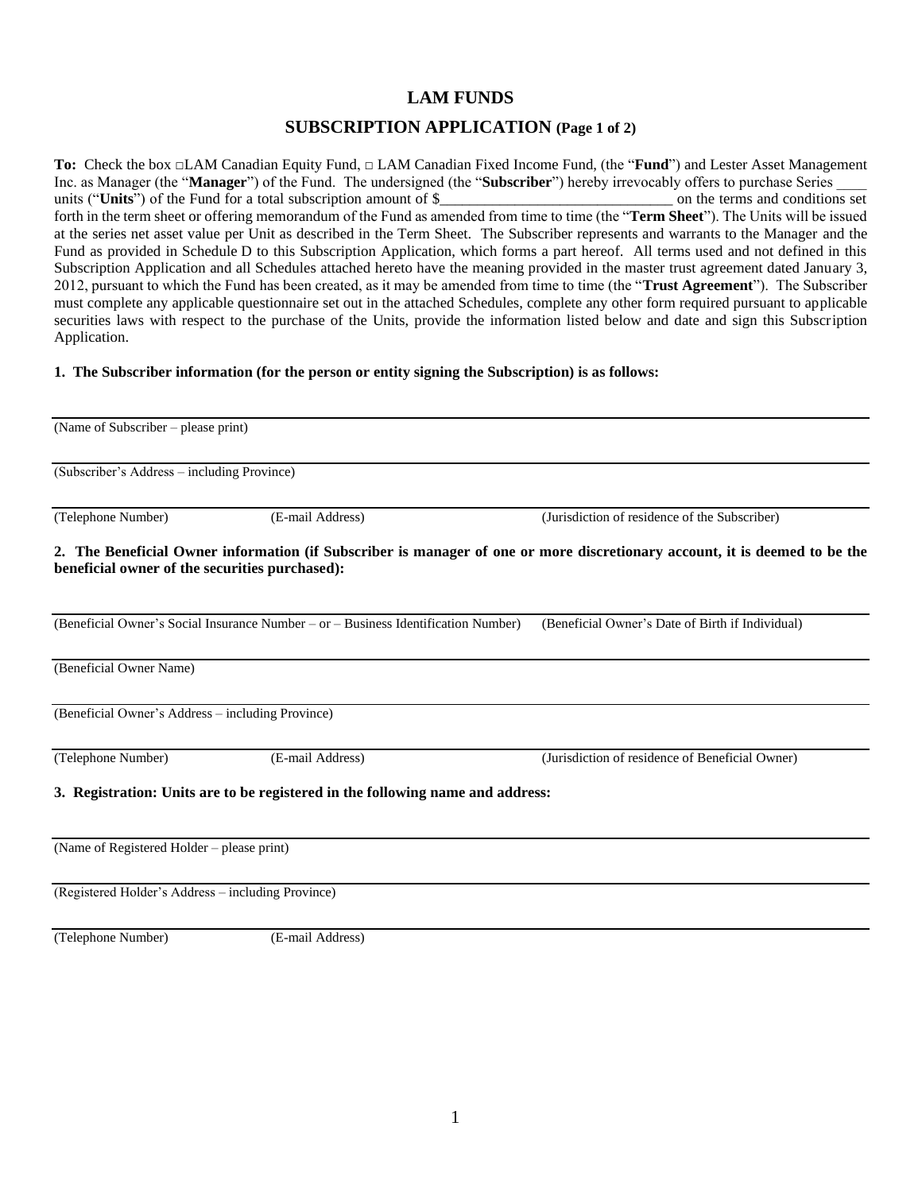# LAM FUNDS

## SUBSCRIPTION APPLICATION (Page 1 of 2)

**To:** Check the box □LAM Canadian Equity Fund, □ LAM Canadian Fixed Income Fund, (the "**Fund**") and Lester Asset Management Inc. as Manager (the "**Manager**") of the Fund. The undersigned (the "**Subscriber**") hereby irrevocably offers to purchase Series ____ units ("**Units**") of the Fund for a total subscription amount of $______________________________ on the terms and conditions set forth in the term sheet or offering memorandum of the Fund as amended from time to time (the "**Term Sheet**"). The Units will be issued at the series net asset value per Unit as described in the Term Sheet. The Subscriber represents and warrants to the Manager and the Fund as provided in Schedule D to this Subscription Application, which forms a part hereof. All terms used and not defined in this Subscription Application and all Schedules attached hereto have the meaning provided in the master trust agreement dated January 3, 2012, pursuant to which the Fund has been created, as it may be amended from time to time (the "**Trust Agreement**"). The Subscriber must complete any applicable questionnaire set out in the attached Schedules, complete any other form required pursuant to applicable securities laws with respect to the purchase of the Units, provide the information listed below and date and sign this Subscription Application.

**1. The Subscriber information (for the person or entity signing the Subscription) is as follows:**

___________________________________________
(Name of Subscriber – please print)

___________________________________________
(Subscriber's Address – including Province)

___________________________________________
(Telephone Number) (E-mail Address) (Jurisdiction of residence of the Subscriber)

**2. The Beneficial Owner information (if Subscriber is manager of one or more discretionary account, it is deemed to be the beneficial owner of the securities purchased):**

___________________________________________
(Beneficial Owner's Social Insurance Number – or – Business Identification Number) (Beneficial Owner's Date of Birth if Individual)

___________________________________________
(Beneficial Owner Name)

___________________________________________
(Beneficial Owner's Address – including Province)

___________________________________________
(Telephone Number) (E-mail Address) (Jurisdiction of residence of Beneficial Owner)

**3. Registration: Units are to be registered in the following name and address:**

___________________________________________
(Name of Registered Holder – please print)

___________________________________________
(Registered Holder's Address – including Province)

___________________________________________
(Telephone Number) (E-mail Address)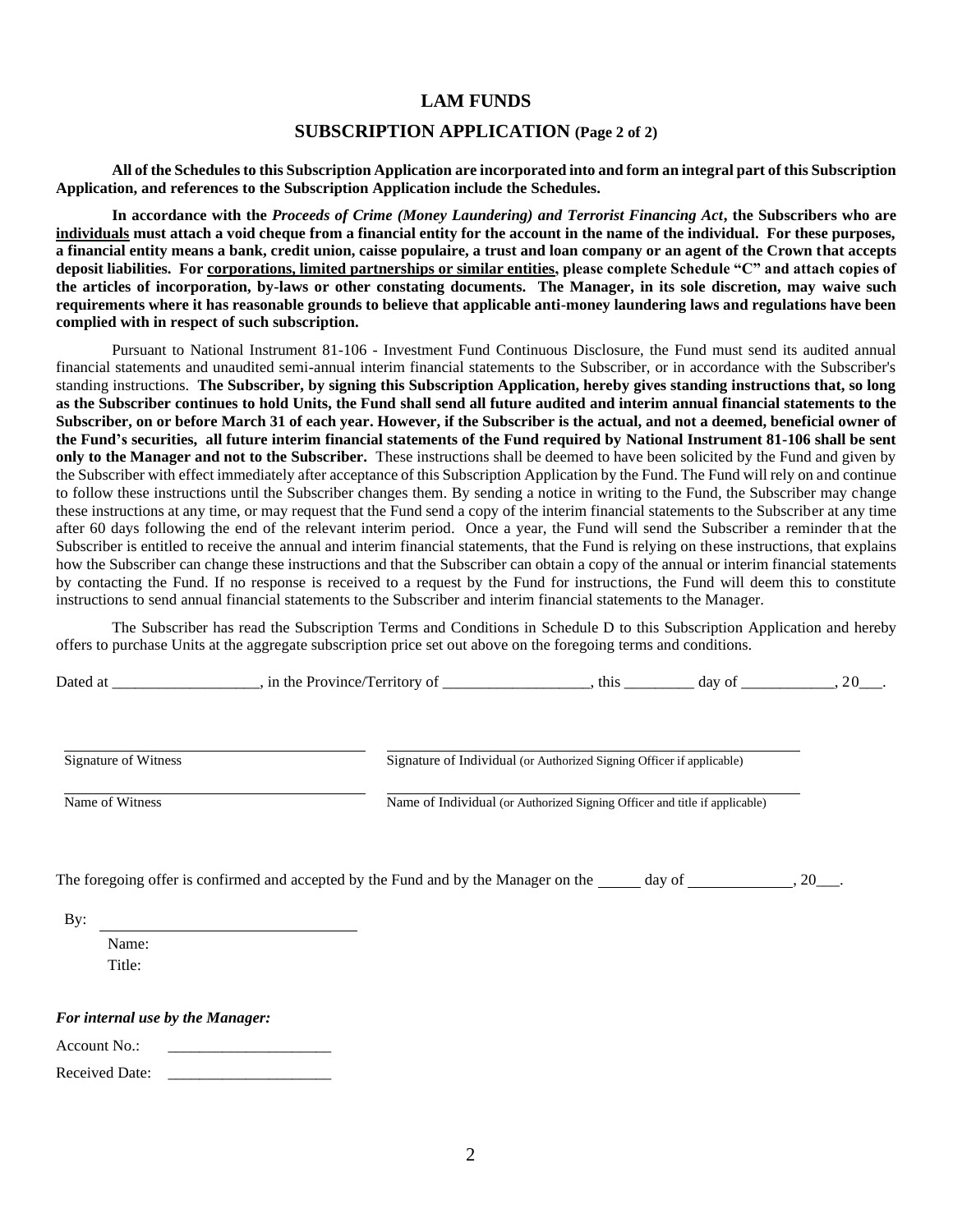# LAM FUNDS

## SUBSCRIPTION APPLICATION (Page 2 of 2)

**All of the Schedules to this Subscription Application are incorporated into and form an integral part of this Subscription Application, and references to the Subscription Application include the Schedules.**

**In accordance with the *Proceeds of Crime (Money Laundering) and Terrorist Financing Act*, the Subscribers who are <u>individuals</u> must attach a void cheque from a financial entity for the account in the name of the individual. For these purposes, a financial entity means a bank, credit union, caisse populaire, a trust and loan company or an agent of the Crown that accepts deposit liabilities. For <u>corporations, limited partnerships or similar entities</u>, please complete Schedule "C" and attach copies of the articles of incorporation, by-laws or other constating documents. The Manager, in its sole discretion, may waive such requirements where it has reasonable grounds to believe that applicable anti-money laundering laws and regulations have been complied with in respect of such subscription.**

Pursuant to National Instrument 81-106 - Investment Fund Continuous Disclosure, the Fund must send its audited annual financial statements and unaudited semi-annual interim financial statements to the Subscriber, or in accordance with the Subscriber's standing instructions. **The Subscriber, by signing this Subscription Application, hereby gives standing instructions that, so long as the Subscriber continues to hold Units, the Fund shall send all future audited and interim annual financial statements to the Subscriber, on or before March 31 of each year. However, if the Subscriber is the actual, and not a deemed, beneficial owner of the Fund's securities, all future interim financial statements of the Fund required by National Instrument 81-106 shall be sent only to the Manager and not to the Subscriber.** These instructions shall be deemed to have been solicited by the Fund and given by the Subscriber with effect immediately after acceptance of this Subscription Application by the Fund. The Fund will rely on and continue to follow these instructions until the Subscriber changes them. By sending a notice in writing to the Fund, the Subscriber may change these instructions at any time, or may request that the Fund send a copy of the interim financial statements to the Subscriber at any time after 60 days following the end of the relevant interim period. Once a year, the Fund will send the Subscriber a reminder that the Subscriber is entitled to receive the annual and interim financial statements, that the Fund is relying on these instructions, that explains how the Subscriber can change these instructions and that the Subscriber can obtain a copy of the annual or interim financial statements by contacting the Fund. If no response is received to a request by the Fund for instructions, the Fund will deem this to constitute instructions to send annual financial statements to the Subscriber and interim financial statements to the Manager.

The Subscriber has read the Subscription Terms and Conditions in Schedule D to this Subscription Application and hereby offers to purchase Units at the aggregate subscription price set out above on the foregoing terms and conditions.

Dated at __________________, in the Province/Territory of __________________, this _________ day of ____________, 20___.

| | |
|---|---|
| Signature of Witness | Signature of Individual (or Authorized Signing Officer if applicable) |
| Name of Witness | Name of Individual (or Authorized Signing Officer and title if applicable) |

The foregoing offer is confirmed and accepted by the Fund and by the Manager on the _____ day of _____________, 20___.

By: ______________________________

Name:

Title:

***For internal use by the Manager:***

Account No.: _____________________

Received Date: _____________________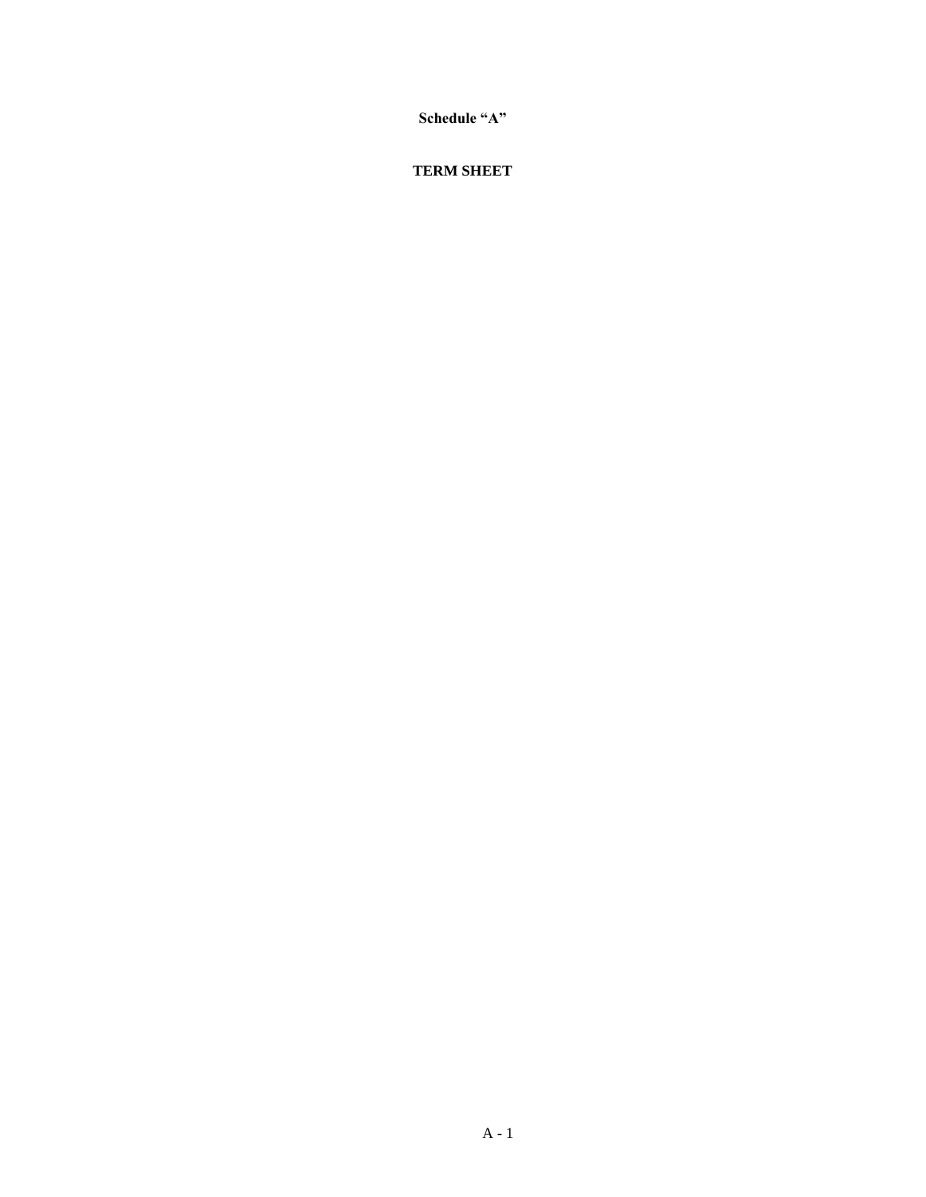**Schedule "A"**

**TERM SHEET**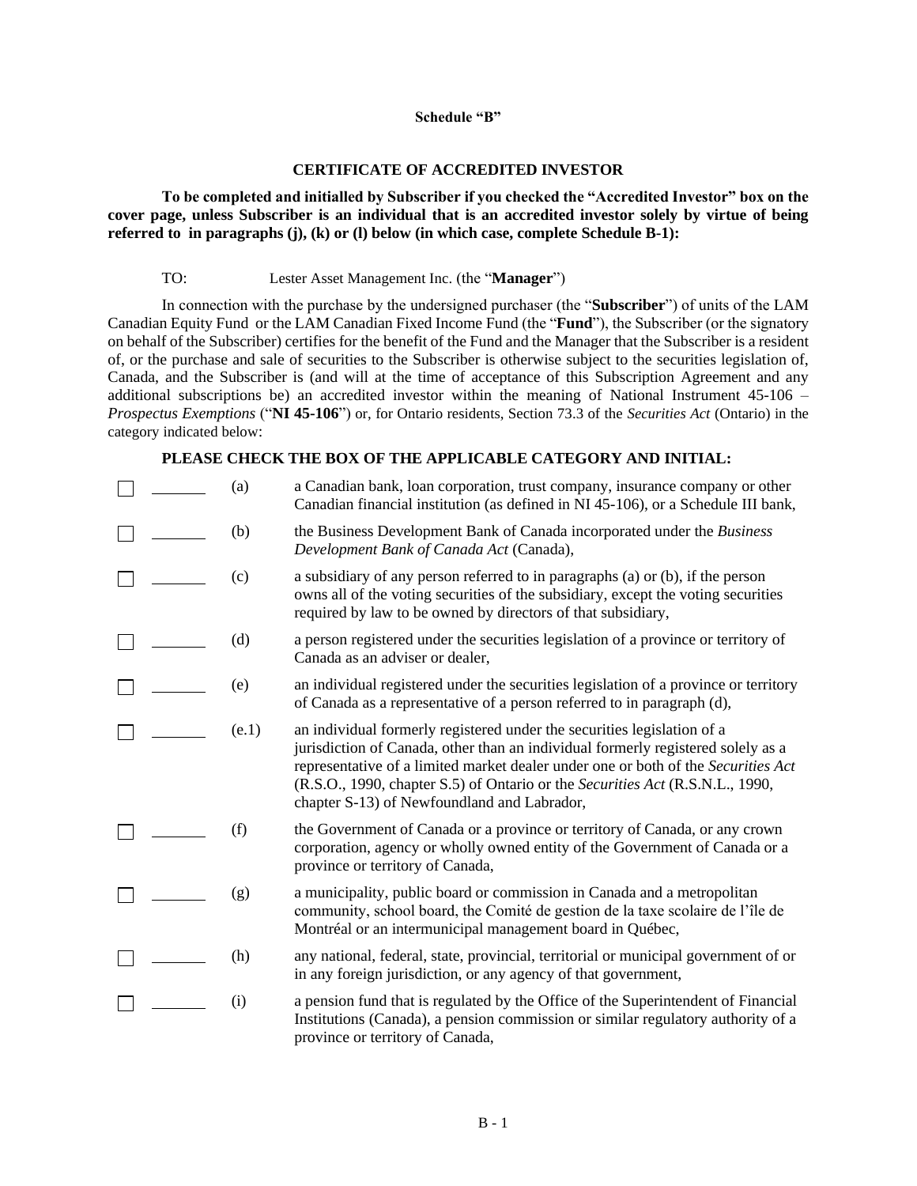**Schedule "B"**

**CERTIFICATE OF ACCREDITED INVESTOR**

**To be completed and initialled by Subscriber if you checked the "Accredited Investor" box on the cover page, unless Subscriber is an individual that is an accredited investor solely by virtue of being referred to in paragraphs (j), (k) or (l) below (in which case, complete Schedule B-1):**

TO: Lester Asset Management Inc. (the "**Manager**")

In connection with the purchase by the undersigned purchaser (the "**Subscriber**") of units of the LAM Canadian Equity Fund or the LAM Canadian Fixed Income Fund (the "**Fund**"), the Subscriber (or the signatory on behalf of the Subscriber) certifies for the benefit of the Fund and the Manager that the Subscriber is a resident of, or the purchase and sale of securities to the Subscriber is otherwise subject to the securities legislation of, Canada, and the Subscriber is (and will at the time of acceptance of this Subscription Agreement and any additional subscriptions be) an accredited investor within the meaning of National Instrument 45-106 – *Prospectus Exemptions* ("**NI 45-106**") or, for Ontario residents, Section 73.3 of the *Securities Act* (Ontario) in the category indicated below:

**PLEASE CHECK THE BOX OF THE APPLICABLE CATEGORY AND INITIAL:**

| | | | |
|---|---|---|---|
| ☐ | _______ | (a) | a Canadian bank, loan corporation, trust company, insurance company or other Canadian financial institution (as defined in NI 45-106), or a Schedule III bank, |
| ☐ | _______ | (b) | the Business Development Bank of Canada incorporated under the *Business Development Bank of Canada Act* (Canada), |
| ☐ | _______ | (c) | a subsidiary of any person referred to in paragraphs (a) or (b), if the person owns all of the voting securities of the subsidiary, except the voting securities required by law to be owned by directors of that subsidiary, |
| ☐ | _______ | (d) | a person registered under the securities legislation of a province or territory of Canada as an adviser or dealer, |
| ☐ | _______ | (e) | an individual registered under the securities legislation of a province or territory of Canada as a representative of a person referred to in paragraph (d), |
| ☐ | _______ | (e.1) | an individual formerly registered under the securities legislation of a jurisdiction of Canada, other than an individual formerly registered solely as a representative of a limited market dealer under one or both of the *Securities Act* (R.S.O., 1990, chapter S.5) of Ontario or the *Securities Act* (R.S.N.L., 1990, chapter S-13) of Newfoundland and Labrador, |
| ☐ | _______ | (f) | the Government of Canada or a province or territory of Canada, or any crown corporation, agency or wholly owned entity of the Government of Canada or a province or territory of Canada, |
| ☐ | _______ | (g) | a municipality, public board or commission in Canada and a metropolitan community, school board, the Comité de gestion de la taxe scolaire de l'île de Montréal or an intermunicipal management board in Québec, |
| ☐ | _______ | (h) | any national, federal, state, provincial, territorial or municipal government of or in any foreign jurisdiction, or any agency of that government, |
| ☐ | _______ | (i) | a pension fund that is regulated by the Office of the Superintendent of Financial Institutions (Canada), a pension commission or similar regulatory authority of a province or territory of Canada, |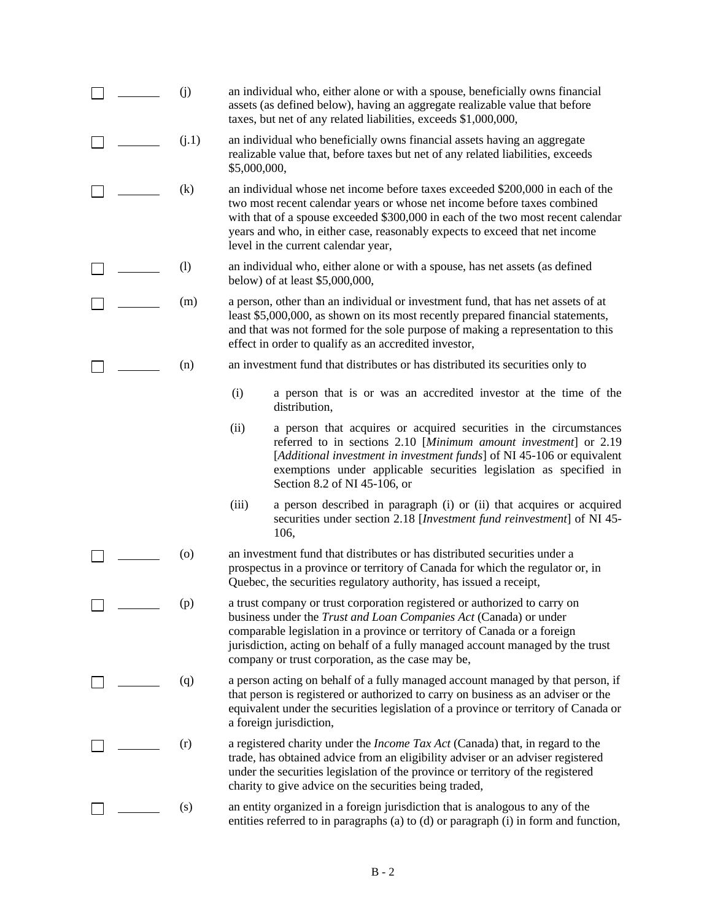☐ _______ (j) an individual who, either alone or with a spouse, beneficially owns financial assets (as defined below), having an aggregate realizable value that before taxes, but net of any related liabilities, exceeds $1,000,000,

☐ _______ (j.1) an individual who beneficially owns financial assets having an aggregate realizable value that, before taxes but net of any related liabilities, exceeds $5,000,000,

☐ _______ (k) an individual whose net income before taxes exceeded $200,000 in each of the two most recent calendar years or whose net income before taxes combined with that of a spouse exceeded $300,000 in each of the two most recent calendar years and who, in either case, reasonably expects to exceed that net income level in the current calendar year,

☐ _______ (l) an individual who, either alone or with a spouse, has net assets (as defined below) of at least $5,000,000,

☐ _______ (m) a person, other than an individual or investment fund, that has net assets of at least $5,000,000, as shown on its most recently prepared financial statements, and that was not formed for the sole purpose of making a representation to this effect in order to qualify as an accredited investor,

☐ _______ (n) an investment fund that distributes or has distributed its securities only to

(i) a person that is or was an accredited investor at the time of the distribution,

(ii) a person that acquires or acquired securities in the circumstances referred to in sections 2.10 [*Minimum amount investment*] or 2.19 [*Additional investment in investment funds*] of NI 45-106 or equivalent exemptions under applicable securities legislation as specified in Section 8.2 of NI 45-106, or

(iii) a person described in paragraph (i) or (ii) that acquires or acquired securities under section 2.18 [*Investment fund reinvestment*] of NI 45-106,

☐ _______ (o) an investment fund that distributes or has distributed securities under a prospectus in a province or territory of Canada for which the regulator or, in Quebec, the securities regulatory authority, has issued a receipt,

☐ _______ (p) a trust company or trust corporation registered or authorized to carry on business under the *Trust and Loan Companies Act* (Canada) or under comparable legislation in a province or territory of Canada or a foreign jurisdiction, acting on behalf of a fully managed account managed by the trust company or trust corporation, as the case may be,

☐ _______ (q) a person acting on behalf of a fully managed account managed by that person, if that person is registered or authorized to carry on business as an adviser or the equivalent under the securities legislation of a province or territory of Canada or a foreign jurisdiction,

☐ _______ (r) a registered charity under the *Income Tax Act* (Canada) that, in regard to the trade, has obtained advice from an eligibility adviser or an adviser registered under the securities legislation of the province or territory of the registered charity to give advice on the securities being traded,

☐ _______ (s) an entity organized in a foreign jurisdiction that is analogous to any of the entities referred to in paragraphs (a) to (d) or paragraph (i) in form and function,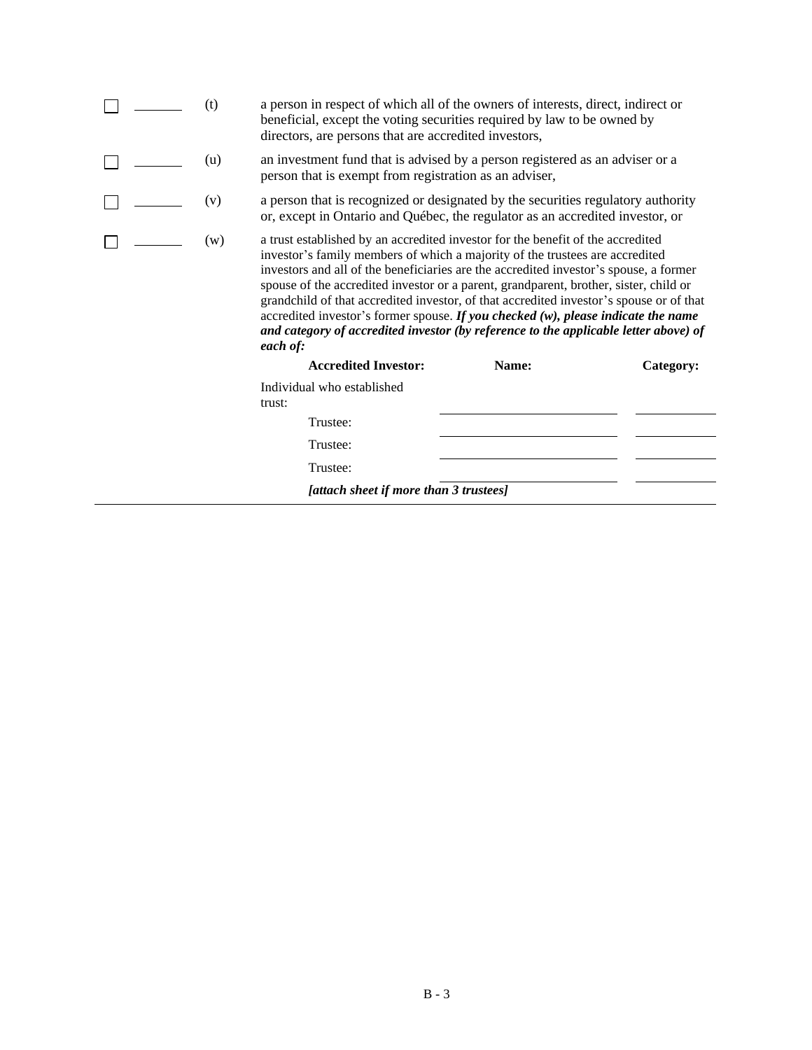☐ \_\_\_\_\_\_ (t) a person in respect of which all of the owners of interests, direct, indirect or beneficial, except the voting securities required by law to be owned by directors, are persons that are accredited investors,

☐ \_\_\_\_\_\_ (u) an investment fund that is advised by a person registered as an adviser or a person that is exempt from registration as an adviser,

☐ \_\_\_\_\_\_ (v) a person that is recognized or designated by the securities regulatory authority or, except in Ontario and Québec, the regulator as an accredited investor, or

☐ \_\_\_\_\_\_ (w) a trust established by an accredited investor for the benefit of the accredited investor's family members of which a majority of the trustees are accredited investors and all of the beneficiaries are the accredited investor's spouse, a former spouse of the accredited investor or a parent, grandparent, brother, sister, child or grandchild of that accredited investor, of that accredited investor's spouse or of that accredited investor's former spouse. ***If you checked (w), please indicate the name and category of accredited investor (by reference to the applicable letter above) of each of:***

| **Accredited Investor:** | **Name:** | **Category:** |
|---|---|---|
| Individual who established trust: | \_\_\_\_\_\_\_\_\_\_\_\_\_\_\_\_\_\_\_\_ | \_\_\_\_\_\_\_\_\_\_ |
| Trustee: | \_\_\_\_\_\_\_\_\_\_\_\_\_\_\_\_\_\_\_\_ | \_\_\_\_\_\_\_\_\_\_ |
| Trustee: | \_\_\_\_\_\_\_\_\_\_\_\_\_\_\_\_\_\_\_\_ | \_\_\_\_\_\_\_\_\_\_ |
| Trustee: | \_\_\_\_\_\_\_\_\_\_\_\_\_\_\_\_\_\_\_\_ | \_\_\_\_\_\_\_\_\_\_ |

***[attach sheet if more than 3 trustees]***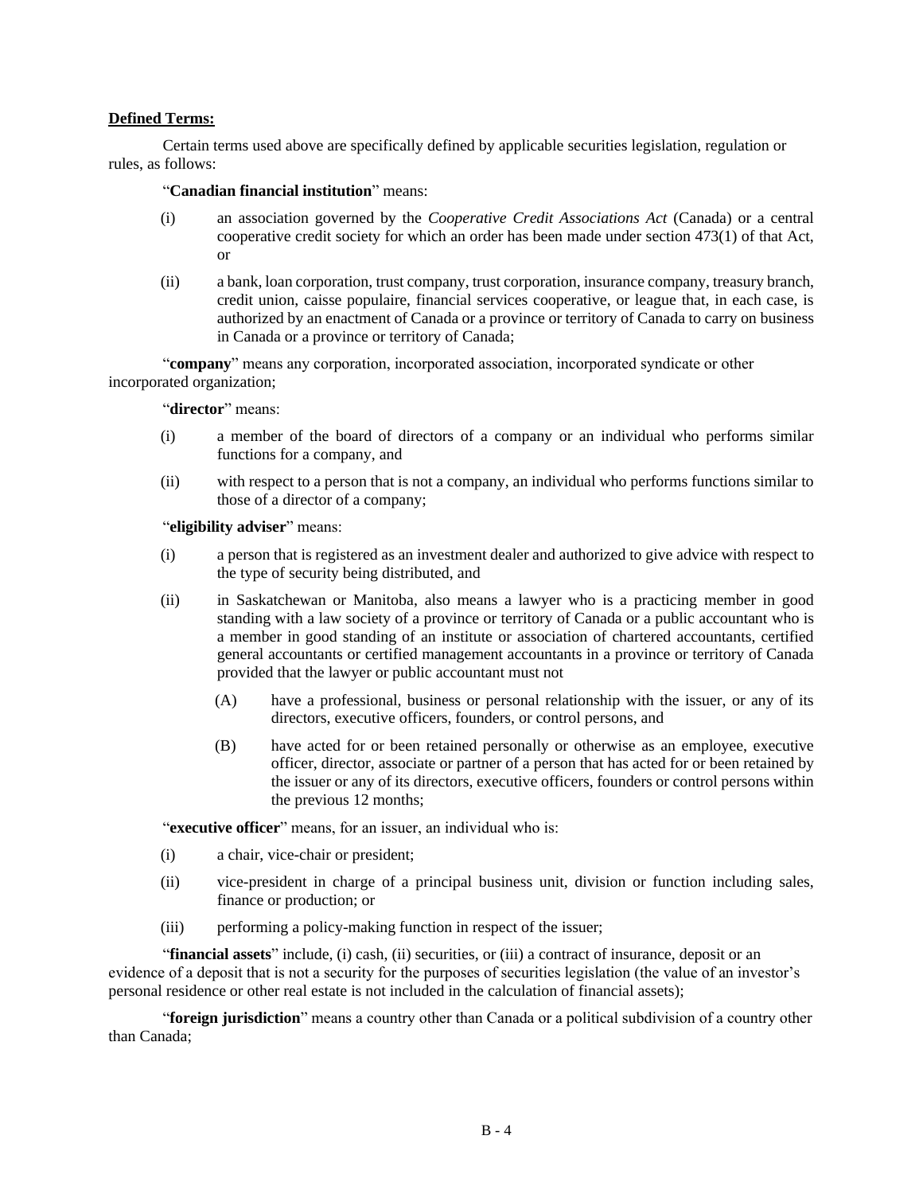**Defined Terms:**

Certain terms used above are specifically defined by applicable securities legislation, regulation or rules, as follows:

"**Canadian financial institution**" means:

(i) an association governed by the *Cooperative Credit Associations Act* (Canada) or a central cooperative credit society for which an order has been made under section 473(1) of that Act, or

(ii) a bank, loan corporation, trust company, trust corporation, insurance company, treasury branch, credit union, caisse populaire, financial services cooperative, or league that, in each case, is authorized by an enactment of Canada or a province or territory of Canada to carry on business in Canada or a province or territory of Canada;

"**company**" means any corporation, incorporated association, incorporated syndicate or other incorporated organization;

"**director**" means:

(i) a member of the board of directors of a company or an individual who performs similar functions for a company, and

(ii) with respect to a person that is not a company, an individual who performs functions similar to those of a director of a company;

"**eligibility adviser**" means:

(i) a person that is registered as an investment dealer and authorized to give advice with respect to the type of security being distributed, and

(ii) in Saskatchewan or Manitoba, also means a lawyer who is a practicing member in good standing with a law society of a province or territory of Canada or a public accountant who is a member in good standing of an institute or association of chartered accountants, certified general accountants or certified management accountants in a province or territory of Canada provided that the lawyer or public accountant must not

  (A) have a professional, business or personal relationship with the issuer, or any of its directors, executive officers, founders, or control persons, and

  (B) have acted for or been retained personally or otherwise as an employee, executive officer, director, associate or partner of a person that has acted for or been retained by the issuer or any of its directors, executive officers, founders or control persons within the previous 12 months;

"**executive officer**" means, for an issuer, an individual who is:

(i) a chair, vice-chair or president;

(ii) vice-president in charge of a principal business unit, division or function including sales, finance or production; or

(iii) performing a policy-making function in respect of the issuer;

"**financial assets**" include, (i) cash, (ii) securities, or (iii) a contract of insurance, deposit or an evidence of a deposit that is not a security for the purposes of securities legislation (the value of an investor's personal residence or other real estate is not included in the calculation of financial assets);

"**foreign jurisdiction**" means a country other than Canada or a political subdivision of a country other than Canada;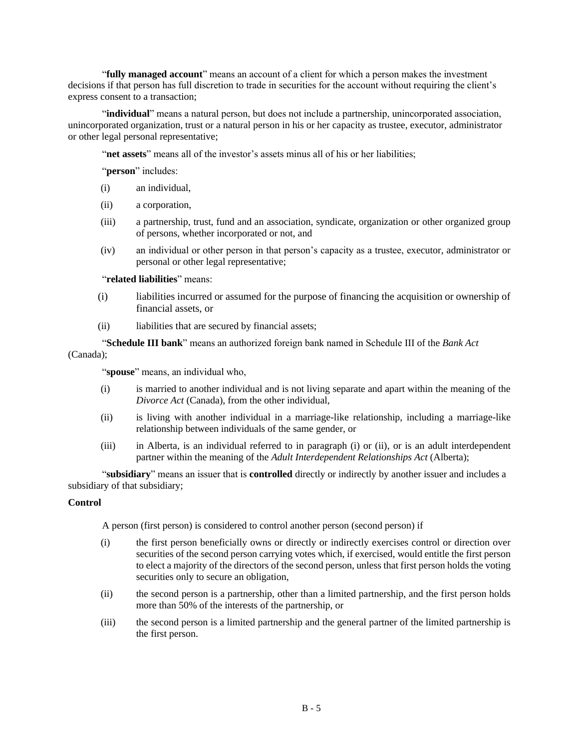"**fully managed account**" means an account of a client for which a person makes the investment decisions if that person has full discretion to trade in securities for the account without requiring the client's express consent to a transaction;

"**individual**" means a natural person, but does not include a partnership, unincorporated association, unincorporated organization, trust or a natural person in his or her capacity as trustee, executor, administrator or other legal personal representative;

"**net assets**" means all of the investor's assets minus all of his or her liabilities;

"**person**" includes:

(i) an individual,

(ii) a corporation,

(iii) a partnership, trust, fund and an association, syndicate, organization or other organized group of persons, whether incorporated or not, and

(iv) an individual or other person in that person's capacity as a trustee, executor, administrator or personal or other legal representative;

"**related liabilities**" means:

(i) liabilities incurred or assumed for the purpose of financing the acquisition or ownership of financial assets, or

(ii) liabilities that are secured by financial assets;

"**Schedule III bank**" means an authorized foreign bank named in Schedule III of the *Bank Act* (Canada);

"**spouse**" means, an individual who,

(i) is married to another individual and is not living separate and apart within the meaning of the *Divorce Act* (Canada), from the other individual,

(ii) is living with another individual in a marriage-like relationship, including a marriage-like relationship between individuals of the same gender, or

(iii) in Alberta, is an individual referred to in paragraph (i) or (ii), or is an adult interdependent partner within the meaning of the *Adult Interdependent Relationships Act* (Alberta);

"**subsidiary**" means an issuer that is **controlled** directly or indirectly by another issuer and includes a subsidiary of that subsidiary;

**Control**

A person (first person) is considered to control another person (second person) if

(i) the first person beneficially owns or directly or indirectly exercises control or direction over securities of the second person carrying votes which, if exercised, would entitle the first person to elect a majority of the directors of the second person, unless that first person holds the voting securities only to secure an obligation,

(ii) the second person is a partnership, other than a limited partnership, and the first person holds more than 50% of the interests of the partnership, or

(iii) the second person is a limited partnership and the general partner of the limited partnership is the first person.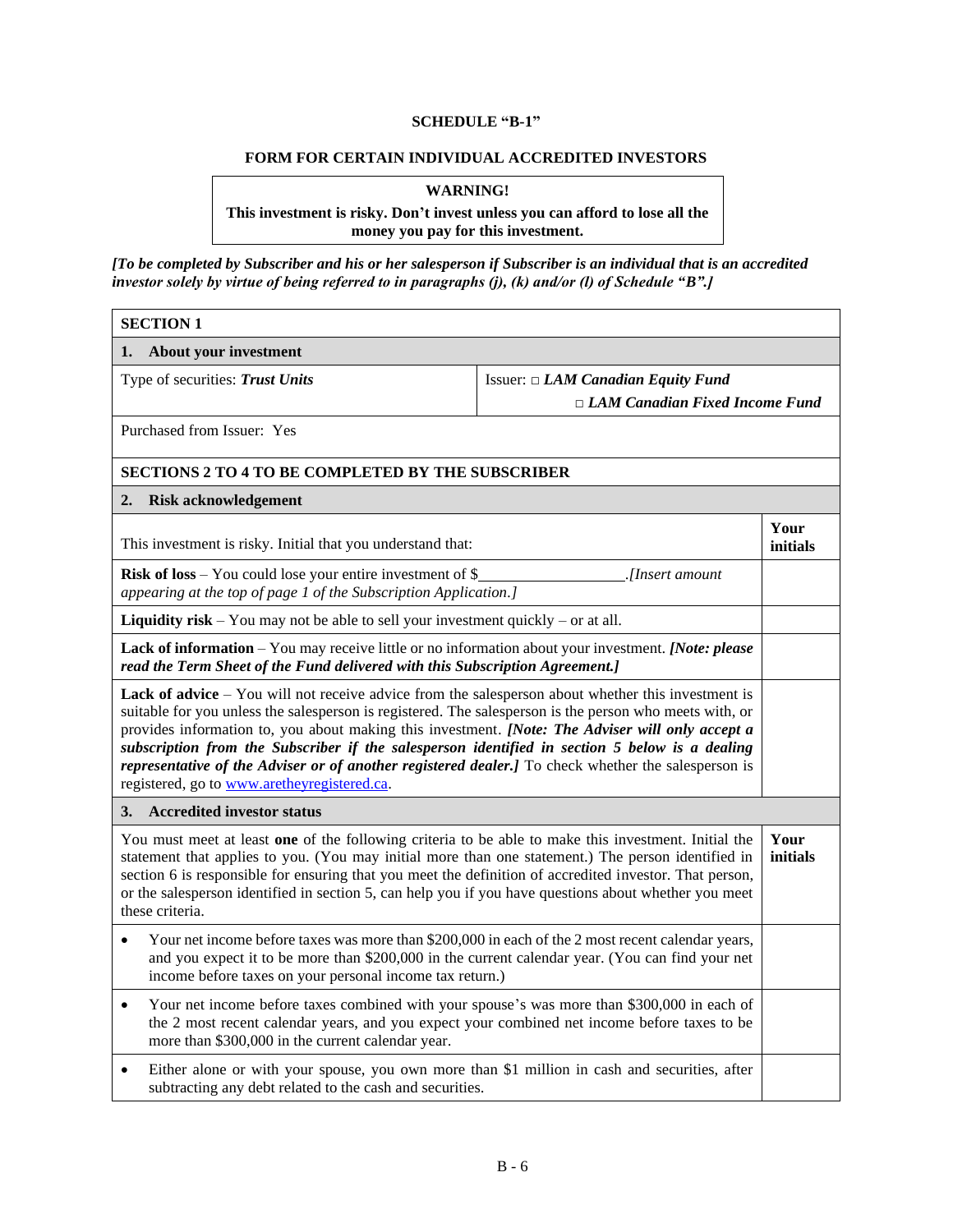**SCHEDULE "B-1"**

**FORM FOR CERTAIN INDIVIDUAL ACCREDITED INVESTORS**

| **WARNING!** |
|---|
| **This investment is risky. Don't invest unless you can afford to lose all the money you pay for this investment.** |

***[To be completed by Subscriber and his or her salesperson if Subscriber is an individual that is an accredited investor solely by virtue of being referred to in paragraphs (j), (k) and/or (l) of Schedule "B".]***

| **SECTION 1** | |
|---|---|
| **1. About your investment** | |
| Type of securities: ***Trust Units*** | Issuer: □ ***LAM Canadian Equity Fund*** <br> □ ***LAM Canadian Fixed Income Fund*** |
| Purchased from Issuer: Yes | |
| **SECTIONS 2 TO 4 TO BE COMPLETED BY THE SUBSCRIBER** | |

| **2. Risk acknowledgement** | |
|---|---|
| This investment is risky. Initial that you understand that: | **Your initials** |
| **Risk of loss** – You could lose your entire investment of $__________________.*[Insert amount appearing at the top of page 1 of the Subscription Application.]* | |
| **Liquidity risk** – You may not be able to sell your investment quickly – or at all. | |
| **Lack of information** – You may receive little or no information about your investment. ***[Note: please read the Term Sheet of the Fund delivered with this Subscription Agreement.]*** | |
| **Lack of advice** – You will not receive advice from the salesperson about whether this investment is suitable for you unless the salesperson is registered. The salesperson is the person who meets with, or provides information to, you about making this investment. ***[Note: The Adviser will only accept a subscription from the Subscriber if the salesperson identified in section 5 below is a dealing representative of the Adviser or of another registered dealer.]*** To check whether the salesperson is registered, go to www.aretheyregistered.ca. | |

| **3. Accredited investor status** | |
|---|---|
| You must meet at least **one** of the following criteria to be able to make this investment. Initial the statement that applies to you. (You may initial more than one statement.) The person identified in section 6 is responsible for ensuring that you meet the definition of accredited investor. That person, or the salesperson identified in section 5, can help you if you have questions about whether you meet these criteria. | **Your initials** |
| • Your net income before taxes was more than $200,000 in each of the 2 most recent calendar years, and you expect it to be more than $200,000 in the current calendar year. (You can find your net income before taxes on your personal income tax return.) | |
| • Your net income before taxes combined with your spouse's was more than $300,000 in each of the 2 most recent calendar years, and you expect your combined net income before taxes to be more than $300,000 in the current calendar year. | |
| • Either alone or with your spouse, you own more than $1 million in cash and securities, after subtracting any debt related to the cash and securities. | |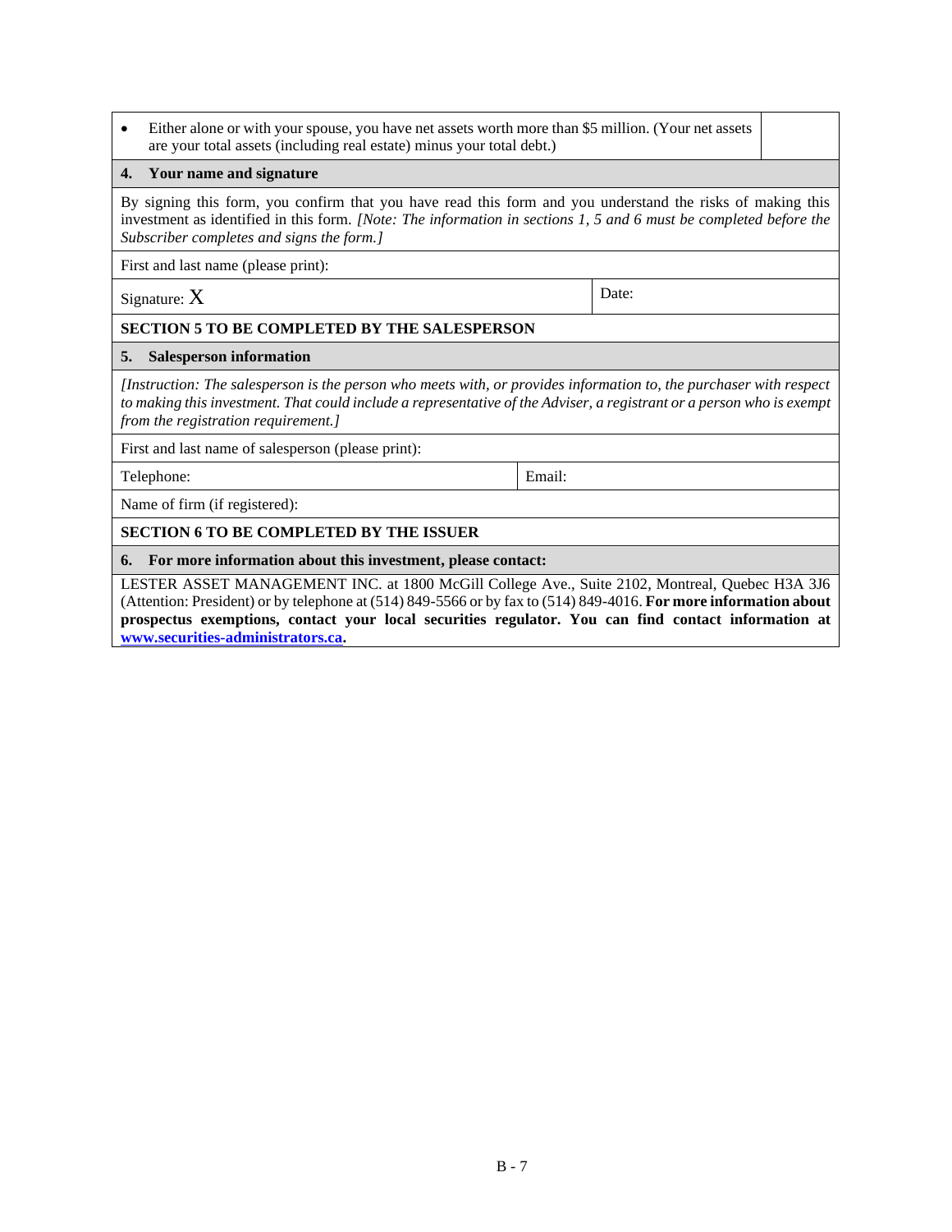| | |
|---|---|
| • Either alone or with your spouse, you have net assets worth more than $5 million. (Your net assets are your total assets (including real estate) minus your total debt.) | |

**4. Your name and signature**

By signing this form, you confirm that you have read this form and you understand the risks of making this investment as identified in this form. *[Note: The information in sections 1, 5 and 6 must be completed before the Subscriber completes and signs the form.]*

First and last name (please print):

| | |
|---|---|
| Signature: X | Date: |

**SECTION 5 TO BE COMPLETED BY THE SALESPERSON**

**5. Salesperson information**

*[Instruction: The salesperson is the person who meets with, or provides information to, the purchaser with respect to making this investment. That could include a representative of the Adviser, a registrant or a person who is exempt from the registration requirement.]*

First and last name of salesperson (please print):

| | |
|---|---|
| Telephone: | Email: |

Name of firm (if registered):

**SECTION 6 TO BE COMPLETED BY THE ISSUER**

**6. For more information about this investment, please contact:**

LESTER ASSET MANAGEMENT INC. at 1800 McGill College Ave., Suite 2102, Montreal, Quebec H3A 3J6 (Attention: President) or by telephone at (514) 849-5566 or by fax to (514) 849-4016. **For more information about prospectus exemptions, contact your local securities regulator. You can find contact information at [www.securities-administrators.ca](http://www.securities-administrators.ca).**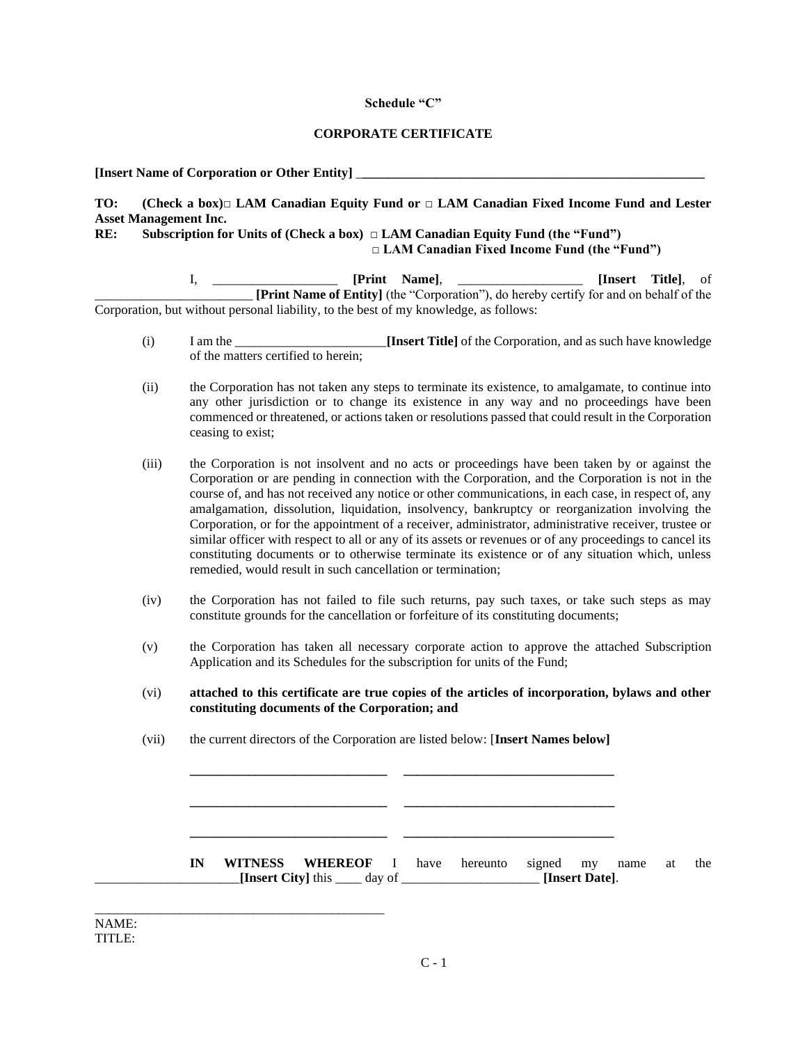**Schedule "C"**

**CORPORATE CERTIFICATE**

**[Insert Name of Corporation or Other Entity] \_\_\_\_\_\_\_\_\_\_\_\_\_\_\_\_\_\_\_\_\_\_\_\_\_\_\_\_\_\_\_\_\_\_\_\_\_\_\_\_\_\_\_\_\_\_\_\_\_\_\_\_\_\_\_\_**

**TO: (Check a box)□ LAM Canadian Equity Fund or □ LAM Canadian Fixed Income Fund and Lester Asset Management Inc.**

**RE: Subscription for Units of (Check a box) □ LAM Canadian Equity Fund (the "Fund")**
**□ LAM Canadian Fixed Income Fund (the "Fund")**

I, \_\_\_\_\_\_\_\_\_\_\_\_\_\_\_\_\_\_\_ **[Print Name]**, \_\_\_\_\_\_\_\_\_\_\_\_\_\_\_\_\_\_\_ **[Insert Title]**, of \_\_\_\_\_\_\_\_\_\_\_\_\_\_\_\_\_\_\_\_\_\_\_\_ **[Print Name of Entity]** (the "Corporation"), do hereby certify for and on behalf of the Corporation, but without personal liability, to the best of my knowledge, as follows:

(i) I am the \_\_\_\_\_\_\_\_\_\_\_\_\_\_\_\_\_\_\_\_\_\_\_**[Insert Title]** of the Corporation, and as such have knowledge of the matters certified to herein;

(ii) the Corporation has not taken any steps to terminate its existence, to amalgamate, to continue into any other jurisdiction or to change its existence in any way and no proceedings have been commenced or threatened, or actions taken or resolutions passed that could result in the Corporation ceasing to exist;

(iii) the Corporation is not insolvent and no acts or proceedings have been taken by or against the Corporation or are pending in connection with the Corporation, and the Corporation is not in the course of, and has not received any notice or other communications, in each case, in respect of, any amalgamation, dissolution, liquidation, insolvency, bankruptcy or reorganization involving the Corporation, or for the appointment of a receiver, administrator, administrative receiver, trustee or similar officer with respect to all or any of its assets or revenues or of any proceedings to cancel its constituting documents or to otherwise terminate its existence or of any situation which, unless remedied, would result in such cancellation or termination;

(iv) the Corporation has not failed to file such returns, pay such taxes, or take such steps as may constitute grounds for the cancellation or forfeiture of its constituting documents;

(v) the Corporation has taken all necessary corporate action to approve the attached Subscription Application and its Schedules for the subscription for units of the Fund;

(vi) **attached to this certificate are true copies of the articles of incorporation, bylaws and other constituting documents of the Corporation; and**

(vii) the current directors of the Corporation are listed below: [**Insert Names below]**

\_\_\_\_\_\_\_\_\_\_\_\_\_\_\_\_\_\_\_\_\_\_\_\_\_\_\_\_\_\_ \_\_\_\_\_\_\_\_\_\_\_\_\_\_\_\_\_\_\_\_\_\_\_\_\_\_\_\_\_\_\_\_

\_\_\_\_\_\_\_\_\_\_\_\_\_\_\_\_\_\_\_\_\_\_\_\_\_\_\_\_\_\_ \_\_\_\_\_\_\_\_\_\_\_\_\_\_\_\_\_\_\_\_\_\_\_\_\_\_\_\_\_\_\_\_

\_\_\_\_\_\_\_\_\_\_\_\_\_\_\_\_\_\_\_\_\_\_\_\_\_\_\_\_\_\_ \_\_\_\_\_\_\_\_\_\_\_\_\_\_\_\_\_\_\_\_\_\_\_\_\_\_\_\_\_\_\_\_

**IN WITNESS WHEREOF** I have hereunto signed my name at the \_\_\_\_\_\_\_\_\_\_\_\_\_\_\_\_\_\_\_\_\_\_**[Insert City]** this \_\_\_\_ day of \_\_\_\_\_\_\_\_\_\_\_\_\_\_\_\_\_\_\_\_\_ **[Insert Date]**.

\_\_\_\_\_\_\_\_\_\_\_\_\_\_\_\_\_\_\_\_\_\_\_\_\_\_\_\_\_\_\_\_\_\_\_\_\_\_\_\_\_\_\_\_
NAME:
TITLE: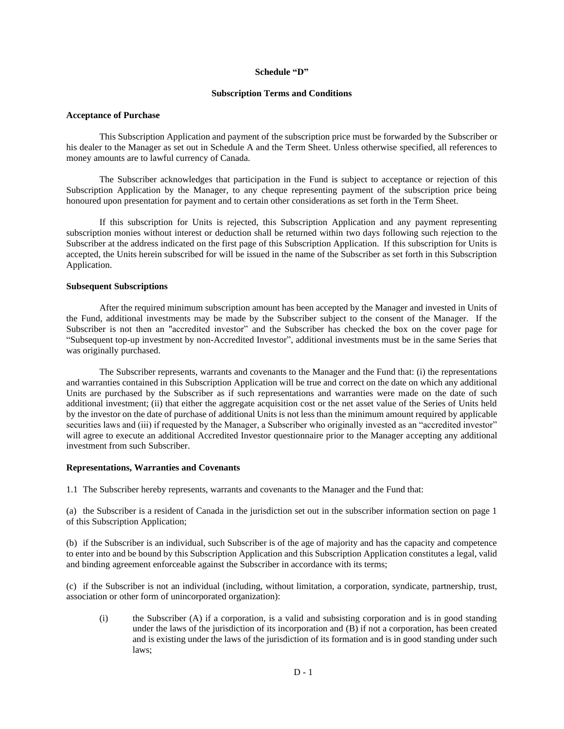**Schedule "D"**

**Subscription Terms and Conditions**

**Acceptance of Purchase**

This Subscription Application and payment of the subscription price must be forwarded by the Subscriber or his dealer to the Manager as set out in Schedule A and the Term Sheet. Unless otherwise specified, all references to money amounts are to lawful currency of Canada.

The Subscriber acknowledges that participation in the Fund is subject to acceptance or rejection of this Subscription Application by the Manager, to any cheque representing payment of the subscription price being honoured upon presentation for payment and to certain other considerations as set forth in the Term Sheet.

If this subscription for Units is rejected, this Subscription Application and any payment representing subscription monies without interest or deduction shall be returned within two days following such rejection to the Subscriber at the address indicated on the first page of this Subscription Application. If this subscription for Units is accepted, the Units herein subscribed for will be issued in the name of the Subscriber as set forth in this Subscription Application.

**Subsequent Subscriptions**

After the required minimum subscription amount has been accepted by the Manager and invested in Units of the Fund, additional investments may be made by the Subscriber subject to the consent of the Manager. If the Subscriber is not then an "accredited investor" and the Subscriber has checked the box on the cover page for "Subsequent top-up investment by non-Accredited Investor", additional investments must be in the same Series that was originally purchased.

The Subscriber represents, warrants and covenants to the Manager and the Fund that: (i) the representations and warranties contained in this Subscription Application will be true and correct on the date on which any additional Units are purchased by the Subscriber as if such representations and warranties were made on the date of such additional investment; (ii) that either the aggregate acquisition cost or the net asset value of the Series of Units held by the investor on the date of purchase of additional Units is not less than the minimum amount required by applicable securities laws and (iii) if requested by the Manager, a Subscriber who originally invested as an "accredited investor" will agree to execute an additional Accredited Investor questionnaire prior to the Manager accepting any additional investment from such Subscriber.

**Representations, Warranties and Covenants**

1.1 The Subscriber hereby represents, warrants and covenants to the Manager and the Fund that:

(a) the Subscriber is a resident of Canada in the jurisdiction set out in the subscriber information section on page 1 of this Subscription Application;

(b) if the Subscriber is an individual, such Subscriber is of the age of majority and has the capacity and competence to enter into and be bound by this Subscription Application and this Subscription Application constitutes a legal, valid and binding agreement enforceable against the Subscriber in accordance with its terms;

(c) if the Subscriber is not an individual (including, without limitation, a corporation, syndicate, partnership, trust, association or other form of unincorporated organization):

(i) the Subscriber (A) if a corporation, is a valid and subsisting corporation and is in good standing under the laws of the jurisdiction of its incorporation and (B) if not a corporation, has been created and is existing under the laws of the jurisdiction of its formation and is in good standing under such laws;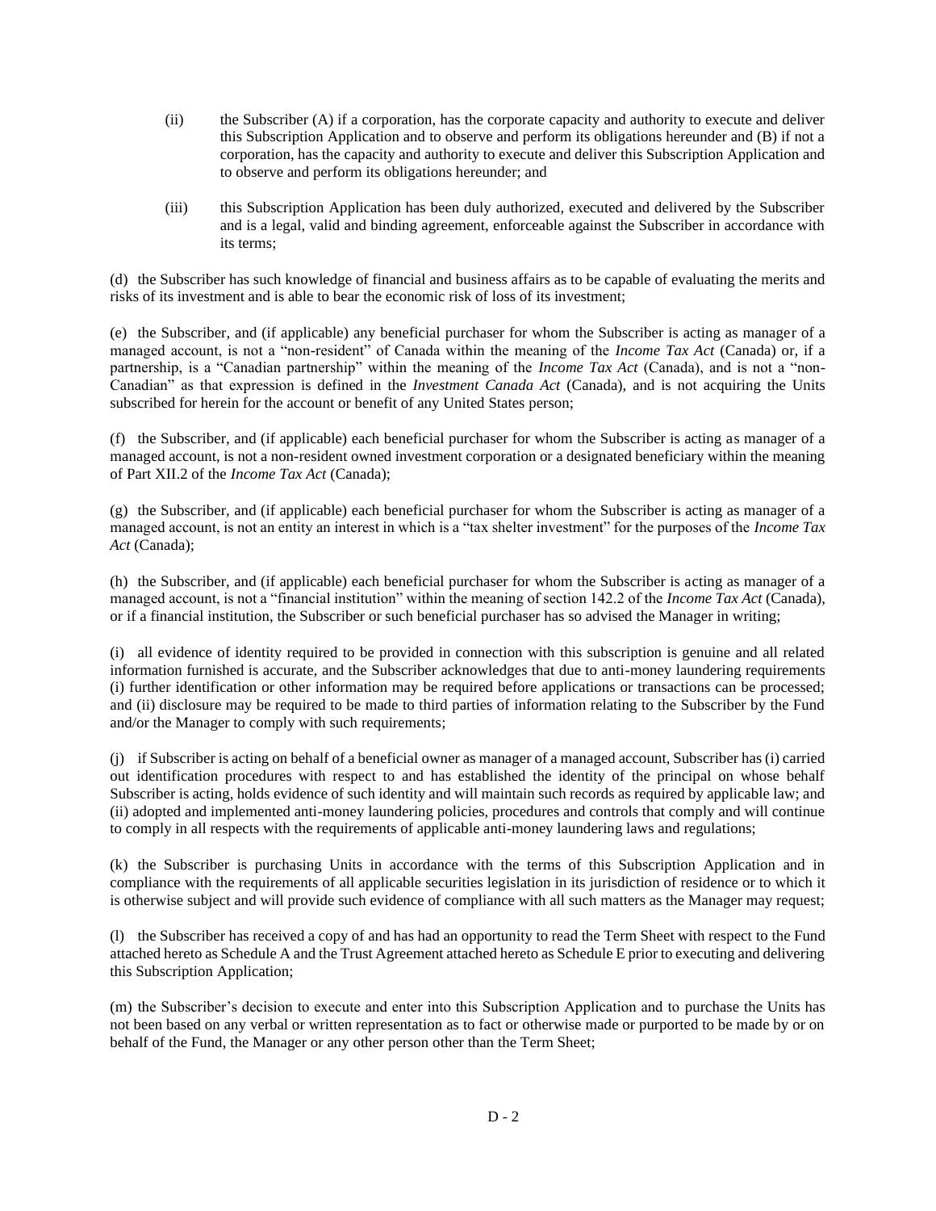(ii) the Subscriber (A) if a corporation, has the corporate capacity and authority to execute and deliver this Subscription Application and to observe and perform its obligations hereunder and (B) if not a corporation, has the capacity and authority to execute and deliver this Subscription Application and to observe and perform its obligations hereunder; and

(iii) this Subscription Application has been duly authorized, executed and delivered by the Subscriber and is a legal, valid and binding agreement, enforceable against the Subscriber in accordance with its terms;

(d) the Subscriber has such knowledge of financial and business affairs as to be capable of evaluating the merits and risks of its investment and is able to bear the economic risk of loss of its investment;

(e) the Subscriber, and (if applicable) any beneficial purchaser for whom the Subscriber is acting as manager of a managed account, is not a "non-resident" of Canada within the meaning of the *Income Tax Act* (Canada) or, if a partnership, is a "Canadian partnership" within the meaning of the *Income Tax Act* (Canada), and is not a "non-Canadian" as that expression is defined in the *Investment Canada Act* (Canada), and is not acquiring the Units subscribed for herein for the account or benefit of any United States person;

(f) the Subscriber, and (if applicable) each beneficial purchaser for whom the Subscriber is acting as manager of a managed account, is not a non-resident owned investment corporation or a designated beneficiary within the meaning of Part XII.2 of the *Income Tax Act* (Canada);

(g) the Subscriber, and (if applicable) each beneficial purchaser for whom the Subscriber is acting as manager of a managed account, is not an entity an interest in which is a "tax shelter investment" for the purposes of the *Income Tax Act* (Canada);

(h) the Subscriber, and (if applicable) each beneficial purchaser for whom the Subscriber is acting as manager of a managed account, is not a "financial institution" within the meaning of section 142.2 of the *Income Tax Act* (Canada), or if a financial institution, the Subscriber or such beneficial purchaser has so advised the Manager in writing;

(i) all evidence of identity required to be provided in connection with this subscription is genuine and all related information furnished is accurate, and the Subscriber acknowledges that due to anti-money laundering requirements (i) further identification or other information may be required before applications or transactions can be processed; and (ii) disclosure may be required to be made to third parties of information relating to the Subscriber by the Fund and/or the Manager to comply with such requirements;

(j) if Subscriber is acting on behalf of a beneficial owner as manager of a managed account, Subscriber has (i) carried out identification procedures with respect to and has established the identity of the principal on whose behalf Subscriber is acting, holds evidence of such identity and will maintain such records as required by applicable law; and (ii) adopted and implemented anti-money laundering policies, procedures and controls that comply and will continue to comply in all respects with the requirements of applicable anti-money laundering laws and regulations;

(k) the Subscriber is purchasing Units in accordance with the terms of this Subscription Application and in compliance with the requirements of all applicable securities legislation in its jurisdiction of residence or to which it is otherwise subject and will provide such evidence of compliance with all such matters as the Manager may request;

(l) the Subscriber has received a copy of and has had an opportunity to read the Term Sheet with respect to the Fund attached hereto as Schedule A and the Trust Agreement attached hereto as Schedule E prior to executing and delivering this Subscription Application;

(m) the Subscriber's decision to execute and enter into this Subscription Application and to purchase the Units has not been based on any verbal or written representation as to fact or otherwise made or purported to be made by or on behalf of the Fund, the Manager or any other person other than the Term Sheet;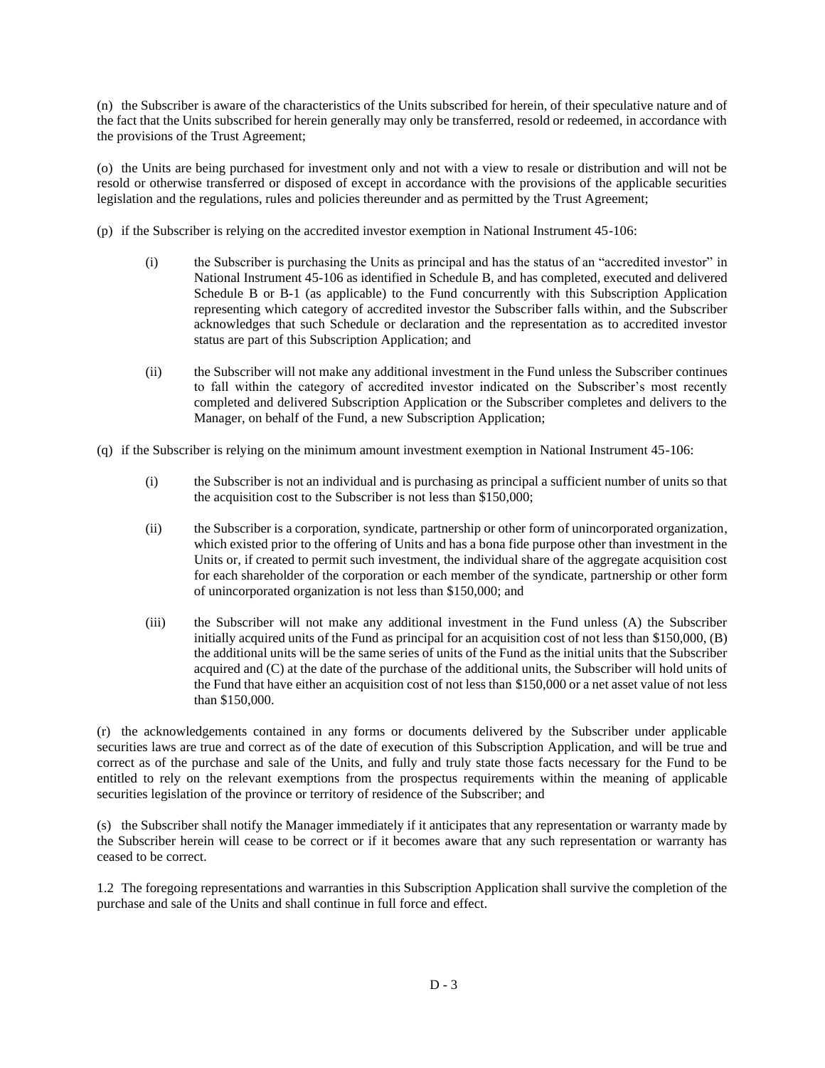(n) the Subscriber is aware of the characteristics of the Units subscribed for herein, of their speculative nature and of the fact that the Units subscribed for herein generally may only be transferred, resold or redeemed, in accordance with the provisions of the Trust Agreement;

(o) the Units are being purchased for investment only and not with a view to resale or distribution and will not be resold or otherwise transferred or disposed of except in accordance with the provisions of the applicable securities legislation and the regulations, rules and policies thereunder and as permitted by the Trust Agreement;

(p) if the Subscriber is relying on the accredited investor exemption in National Instrument 45-106:

> (i) the Subscriber is purchasing the Units as principal and has the status of an "accredited investor" in National Instrument 45-106 as identified in Schedule B, and has completed, executed and delivered Schedule B or B-1 (as applicable) to the Fund concurrently with this Subscription Application representing which category of accredited investor the Subscriber falls within, and the Subscriber acknowledges that such Schedule or declaration and the representation as to accredited investor status are part of this Subscription Application; and
>
> (ii) the Subscriber will not make any additional investment in the Fund unless the Subscriber continues to fall within the category of accredited investor indicated on the Subscriber's most recently completed and delivered Subscription Application or the Subscriber completes and delivers to the Manager, on behalf of the Fund, a new Subscription Application;

(q) if the Subscriber is relying on the minimum amount investment exemption in National Instrument 45-106:

> (i) the Subscriber is not an individual and is purchasing as principal a sufficient number of units so that the acquisition cost to the Subscriber is not less than $150,000;
>
> (ii) the Subscriber is a corporation, syndicate, partnership or other form of unincorporated organization, which existed prior to the offering of Units and has a bona fide purpose other than investment in the Units or, if created to permit such investment, the individual share of the aggregate acquisition cost for each shareholder of the corporation or each member of the syndicate, partnership or other form of unincorporated organization is not less than $150,000; and
>
> (iii) the Subscriber will not make any additional investment in the Fund unless (A) the Subscriber initially acquired units of the Fund as principal for an acquisition cost of not less than $150,000, (B) the additional units will be the same series of units of the Fund as the initial units that the Subscriber acquired and (C) at the date of the purchase of the additional units, the Subscriber will hold units of the Fund that have either an acquisition cost of not less than $150,000 or a net asset value of not less than $150,000.

(r) the acknowledgements contained in any forms or documents delivered by the Subscriber under applicable securities laws are true and correct as of the date of execution of this Subscription Application, and will be true and correct as of the purchase and sale of the Units, and fully and truly state those facts necessary for the Fund to be entitled to rely on the relevant exemptions from the prospectus requirements within the meaning of applicable securities legislation of the province or territory of residence of the Subscriber; and

(s) the Subscriber shall notify the Manager immediately if it anticipates that any representation or warranty made by the Subscriber herein will cease to be correct or if it becomes aware that any such representation or warranty has ceased to be correct.

1.2 The foregoing representations and warranties in this Subscription Application shall survive the completion of the purchase and sale of the Units and shall continue in full force and effect.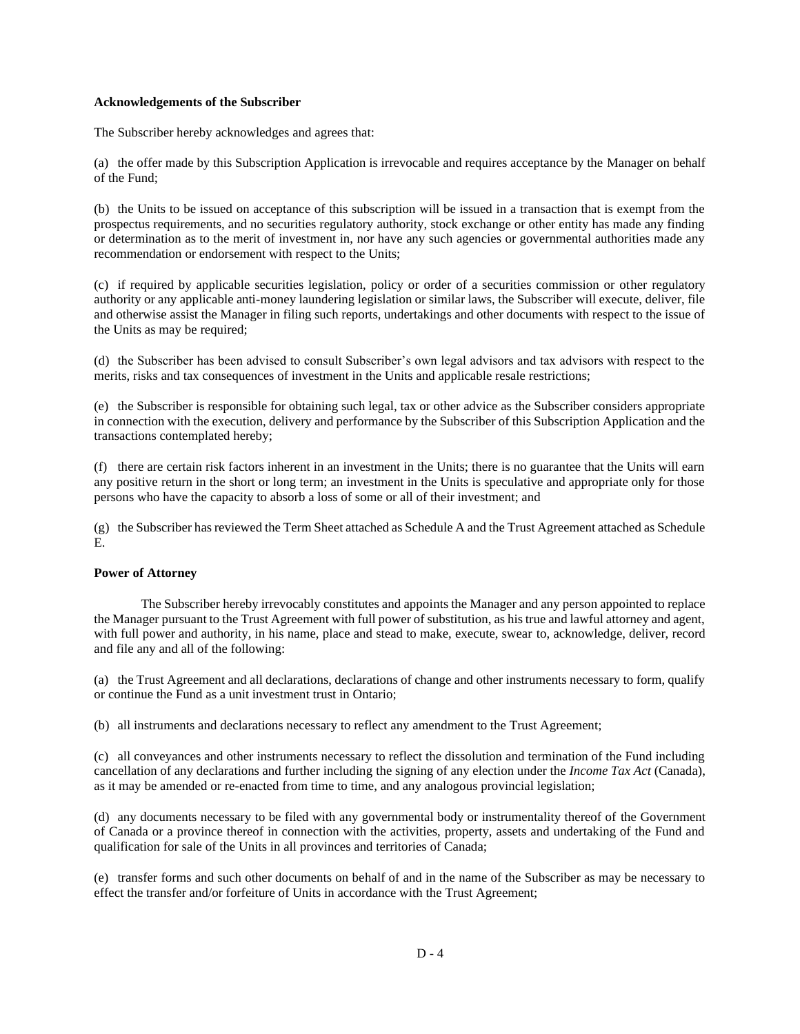**Acknowledgements of the Subscriber**

The Subscriber hereby acknowledges and agrees that:

(a) the offer made by this Subscription Application is irrevocable and requires acceptance by the Manager on behalf of the Fund;

(b) the Units to be issued on acceptance of this subscription will be issued in a transaction that is exempt from the prospectus requirements, and no securities regulatory authority, stock exchange or other entity has made any finding or determination as to the merit of investment in, nor have any such agencies or governmental authorities made any recommendation or endorsement with respect to the Units;

(c) if required by applicable securities legislation, policy or order of a securities commission or other regulatory authority or any applicable anti-money laundering legislation or similar laws, the Subscriber will execute, deliver, file and otherwise assist the Manager in filing such reports, undertakings and other documents with respect to the issue of the Units as may be required;

(d) the Subscriber has been advised to consult Subscriber's own legal advisors and tax advisors with respect to the merits, risks and tax consequences of investment in the Units and applicable resale restrictions;

(e) the Subscriber is responsible for obtaining such legal, tax or other advice as the Subscriber considers appropriate in connection with the execution, delivery and performance by the Subscriber of this Subscription Application and the transactions contemplated hereby;

(f) there are certain risk factors inherent in an investment in the Units; there is no guarantee that the Units will earn any positive return in the short or long term; an investment in the Units is speculative and appropriate only for those persons who have the capacity to absorb a loss of some or all of their investment; and

(g) the Subscriber has reviewed the Term Sheet attached as Schedule A and the Trust Agreement attached as Schedule E.

**Power of Attorney**

The Subscriber hereby irrevocably constitutes and appoints the Manager and any person appointed to replace the Manager pursuant to the Trust Agreement with full power of substitution, as his true and lawful attorney and agent, with full power and authority, in his name, place and stead to make, execute, swear to, acknowledge, deliver, record and file any and all of the following:

(a) the Trust Agreement and all declarations, declarations of change and other instruments necessary to form, qualify or continue the Fund as a unit investment trust in Ontario;

(b) all instruments and declarations necessary to reflect any amendment to the Trust Agreement;

(c) all conveyances and other instruments necessary to reflect the dissolution and termination of the Fund including cancellation of any declarations and further including the signing of any election under the *Income Tax Act* (Canada), as it may be amended or re-enacted from time to time, and any analogous provincial legislation;

(d) any documents necessary to be filed with any governmental body or instrumentality thereof of the Government of Canada or a province thereof in connection with the activities, property, assets and undertaking of the Fund and qualification for sale of the Units in all provinces and territories of Canada;

(e) transfer forms and such other documents on behalf of and in the name of the Subscriber as may be necessary to effect the transfer and/or forfeiture of Units in accordance with the Trust Agreement;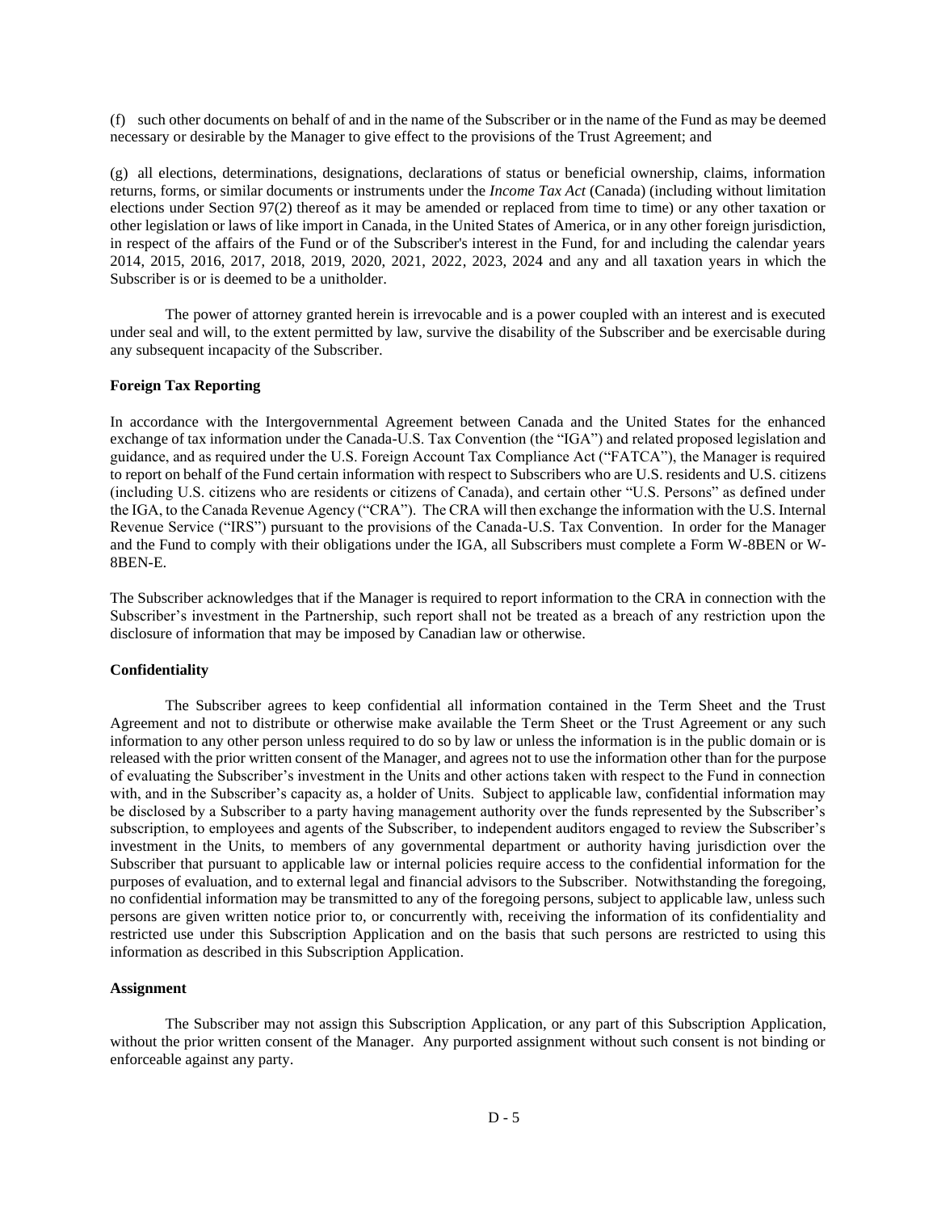(f) such other documents on behalf of and in the name of the Subscriber or in the name of the Fund as may be deemed necessary or desirable by the Manager to give effect to the provisions of the Trust Agreement; and

(g) all elections, determinations, designations, declarations of status or beneficial ownership, claims, information returns, forms, or similar documents or instruments under the *Income Tax Act* (Canada) (including without limitation elections under Section 97(2) thereof as it may be amended or replaced from time to time) or any other taxation or other legislation or laws of like import in Canada, in the United States of America, or in any other foreign jurisdiction, in respect of the affairs of the Fund or of the Subscriber's interest in the Fund, for and including the calendar years 2014, 2015, 2016, 2017, 2018, 2019, 2020, 2021, 2022, 2023, 2024 and any and all taxation years in which the Subscriber is or is deemed to be a unitholder.

The power of attorney granted herein is irrevocable and is a power coupled with an interest and is executed under seal and will, to the extent permitted by law, survive the disability of the Subscriber and be exercisable during any subsequent incapacity of the Subscriber.

**Foreign Tax Reporting**

In accordance with the Intergovernmental Agreement between Canada and the United States for the enhanced exchange of tax information under the Canada-U.S. Tax Convention (the "IGA") and related proposed legislation and guidance, and as required under the U.S. Foreign Account Tax Compliance Act ("FATCA"), the Manager is required to report on behalf of the Fund certain information with respect to Subscribers who are U.S. residents and U.S. citizens (including U.S. citizens who are residents or citizens of Canada), and certain other "U.S. Persons" as defined under the IGA, to the Canada Revenue Agency ("CRA"). The CRA will then exchange the information with the U.S. Internal Revenue Service ("IRS") pursuant to the provisions of the Canada-U.S. Tax Convention. In order for the Manager and the Fund to comply with their obligations under the IGA, all Subscribers must complete a Form W-8BEN or W-8BEN-E.

The Subscriber acknowledges that if the Manager is required to report information to the CRA in connection with the Subscriber's investment in the Partnership, such report shall not be treated as a breach of any restriction upon the disclosure of information that may be imposed by Canadian law or otherwise.

**Confidentiality**

The Subscriber agrees to keep confidential all information contained in the Term Sheet and the Trust Agreement and not to distribute or otherwise make available the Term Sheet or the Trust Agreement or any such information to any other person unless required to do so by law or unless the information is in the public domain or is released with the prior written consent of the Manager, and agrees not to use the information other than for the purpose of evaluating the Subscriber's investment in the Units and other actions taken with respect to the Fund in connection with, and in the Subscriber's capacity as, a holder of Units. Subject to applicable law, confidential information may be disclosed by a Subscriber to a party having management authority over the funds represented by the Subscriber's subscription, to employees and agents of the Subscriber, to independent auditors engaged to review the Subscriber's investment in the Units, to members of any governmental department or authority having jurisdiction over the Subscriber that pursuant to applicable law or internal policies require access to the confidential information for the purposes of evaluation, and to external legal and financial advisors to the Subscriber. Notwithstanding the foregoing, no confidential information may be transmitted to any of the foregoing persons, subject to applicable law, unless such persons are given written notice prior to, or concurrently with, receiving the information of its confidentiality and restricted use under this Subscription Application and on the basis that such persons are restricted to using this information as described in this Subscription Application.

**Assignment**

The Subscriber may not assign this Subscription Application, or any part of this Subscription Application, without the prior written consent of the Manager. Any purported assignment without such consent is not binding or enforceable against any party.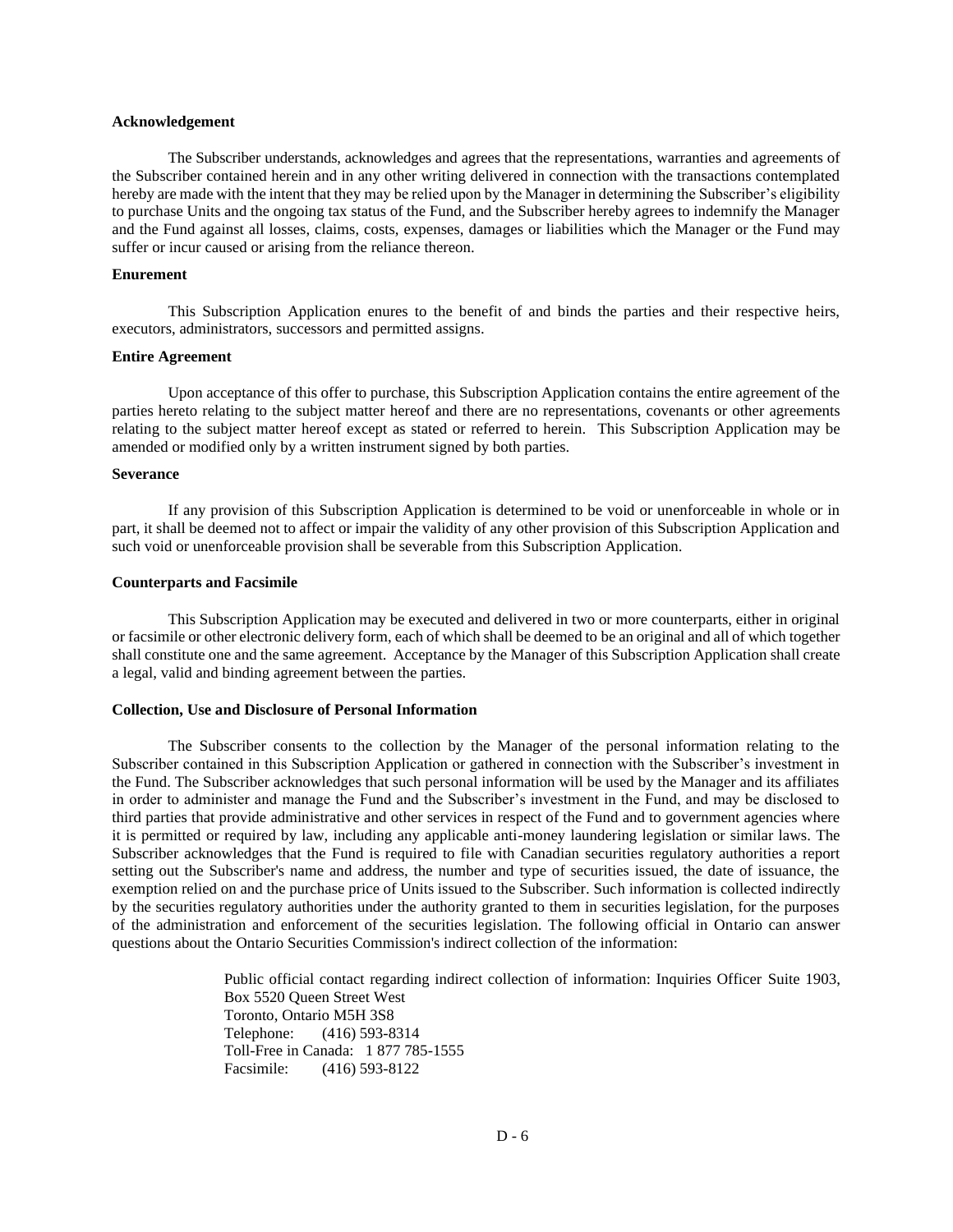**Acknowledgement**

The Subscriber understands, acknowledges and agrees that the representations, warranties and agreements of the Subscriber contained herein and in any other writing delivered in connection with the transactions contemplated hereby are made with the intent that they may be relied upon by the Manager in determining the Subscriber's eligibility to purchase Units and the ongoing tax status of the Fund, and the Subscriber hereby agrees to indemnify the Manager and the Fund against all losses, claims, costs, expenses, damages or liabilities which the Manager or the Fund may suffer or incur caused or arising from the reliance thereon.

**Enurement**

This Subscription Application enures to the benefit of and binds the parties and their respective heirs, executors, administrators, successors and permitted assigns.

**Entire Agreement**

Upon acceptance of this offer to purchase, this Subscription Application contains the entire agreement of the parties hereto relating to the subject matter hereof and there are no representations, covenants or other agreements relating to the subject matter hereof except as stated or referred to herein. This Subscription Application may be amended or modified only by a written instrument signed by both parties.

**Severance**

If any provision of this Subscription Application is determined to be void or unenforceable in whole or in part, it shall be deemed not to affect or impair the validity of any other provision of this Subscription Application and such void or unenforceable provision shall be severable from this Subscription Application.

**Counterparts and Facsimile**

This Subscription Application may be executed and delivered in two or more counterparts, either in original or facsimile or other electronic delivery form, each of which shall be deemed to be an original and all of which together shall constitute one and the same agreement. Acceptance by the Manager of this Subscription Application shall create a legal, valid and binding agreement between the parties.

**Collection, Use and Disclosure of Personal Information**

The Subscriber consents to the collection by the Manager of the personal information relating to the Subscriber contained in this Subscription Application or gathered in connection with the Subscriber's investment in the Fund. The Subscriber acknowledges that such personal information will be used by the Manager and its affiliates in order to administer and manage the Fund and the Subscriber's investment in the Fund, and may be disclosed to third parties that provide administrative and other services in respect of the Fund and to government agencies where it is permitted or required by law, including any applicable anti-money laundering legislation or similar laws. The Subscriber acknowledges that the Fund is required to file with Canadian securities regulatory authorities a report setting out the Subscriber's name and address, the number and type of securities issued, the date of issuance, the exemption relied on and the purchase price of Units issued to the Subscriber. Such information is collected indirectly by the securities regulatory authorities under the authority granted to them in securities legislation, for the purposes of the administration and enforcement of the securities legislation. The following official in Ontario can answer questions about the Ontario Securities Commission's indirect collection of the information:

> Public official contact regarding indirect collection of information: Inquiries Officer Suite 1903, Box 5520 Queen Street West
> Toronto, Ontario M5H 3S8
> Telephone: (416) 593-8314
> Toll-Free in Canada: 1 877 785-1555
> Facsimile: (416) 593-8122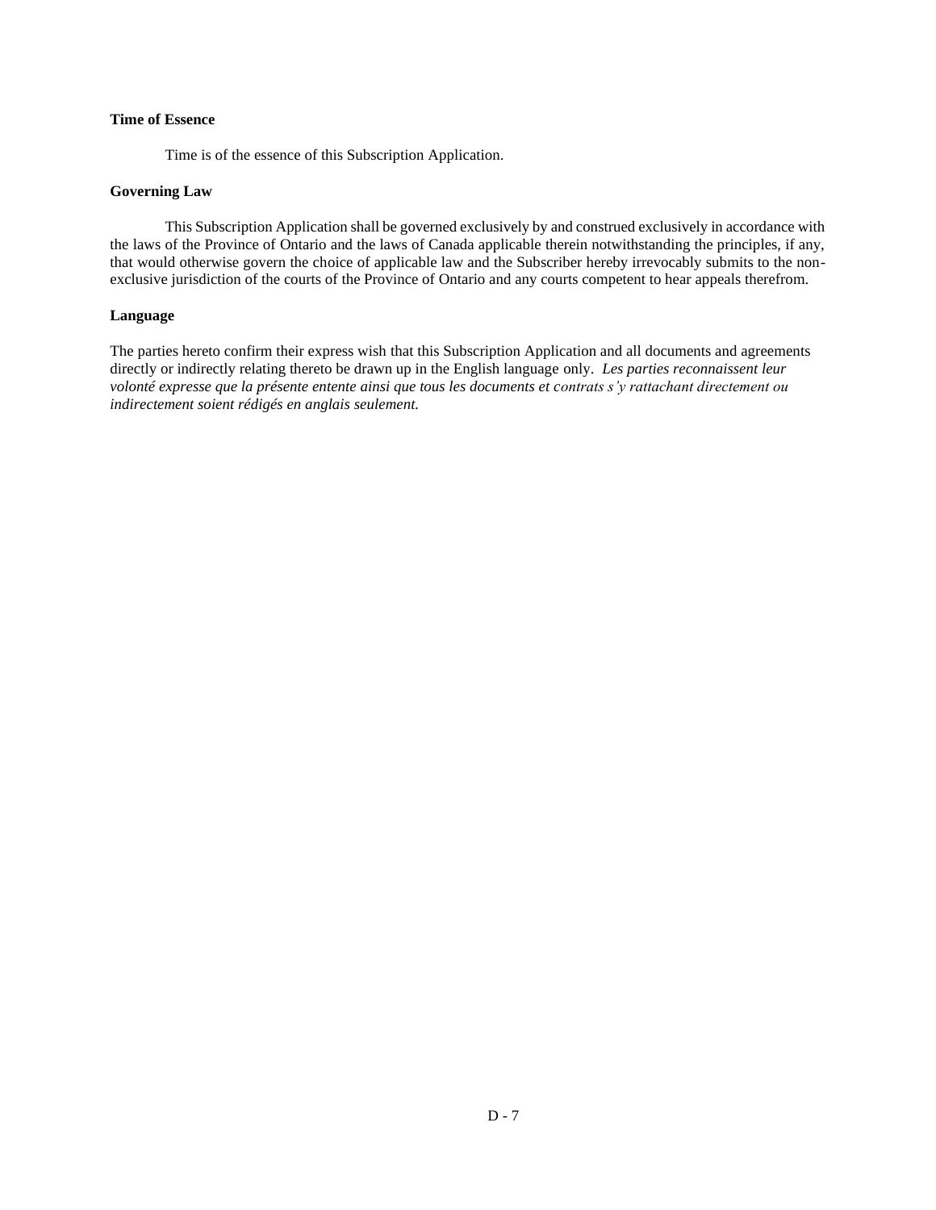**Time of Essence**

Time is of the essence of this Subscription Application.

**Governing Law**

This Subscription Application shall be governed exclusively by and construed exclusively in accordance with the laws of the Province of Ontario and the laws of Canada applicable therein notwithstanding the principles, if any, that would otherwise govern the choice of applicable law and the Subscriber hereby irrevocably submits to the non-exclusive jurisdiction of the courts of the Province of Ontario and any courts competent to hear appeals therefrom.

**Language**

The parties hereto confirm their express wish that this Subscription Application and all documents and agreements directly or indirectly relating thereto be drawn up in the English language only. *Les parties reconnaissent leur volonté expresse que la présente entente ainsi que tous les documents et contrats s'y rattachant directement ou indirectement soient rédigés en anglais seulement.*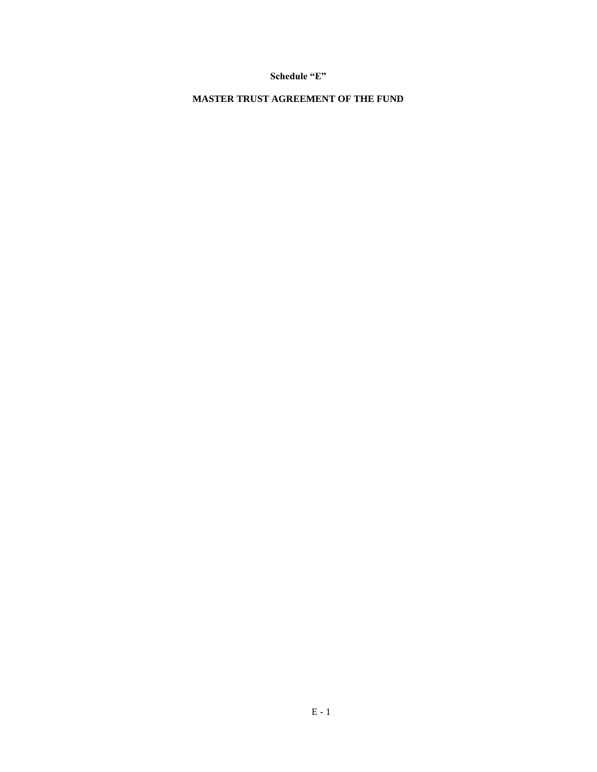**Schedule “E”**

**MASTER TRUST AGREEMENT OF THE FUND**